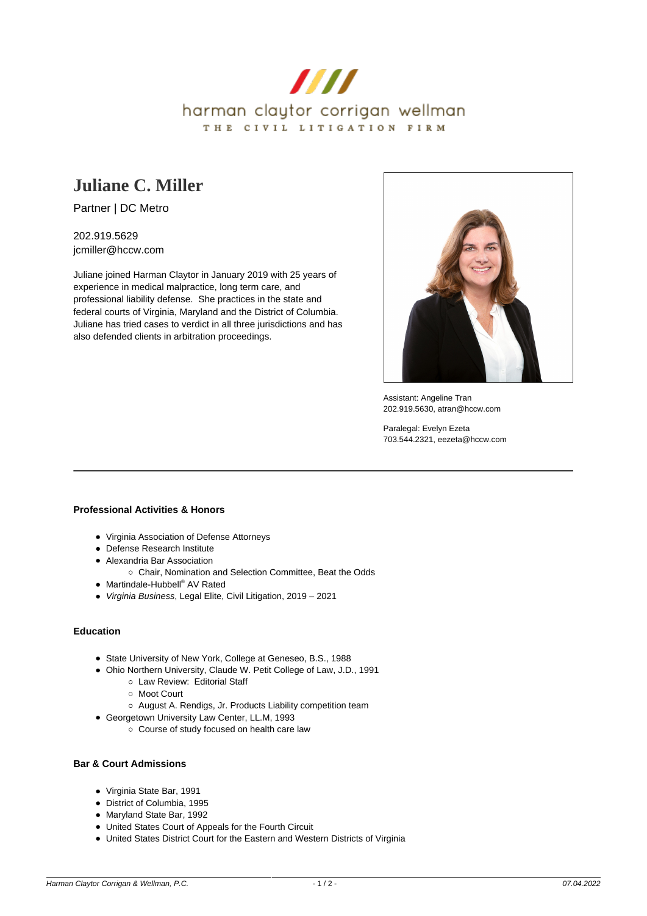harman claytor corrigan wellman

THE CIVIL LITIGATION FIRM

# Juliane C. Miller

Partner | DC Metro

202.919.5629
jcmiller@hccw.com

Juliane joined Harman Claytor in January 2019 with 25 years of experience in medical malpractice, long term care, and professional liability defense. She practices in the state and federal courts of Virginia, Maryland and the District of Columbia. Juliane has tried cases to verdict in all three jurisdictions and has also defended clients in arbitration proceedings.

Assistant: Angeline Tran
202.919.5630, atran@hccw.com

Paralegal: Evelyn Ezeta
703.544.2321, eezeta@hccw.com

---

### Professional Activities & Honors

- Virginia Association of Defense Attorneys
- Defense Research Institute
- Alexandria Bar Association
  - Chair, Nomination and Selection Committee, Beat the Odds
- Martindale-Hubbell® AV Rated
- *Virginia Business*, Legal Elite, Civil Litigation, 2019 – 2021

### Education

- State University of New York, College at Geneseo, B.S., 1988
- Ohio Northern University, Claude W. Petit College of Law, J.D., 1991
  - Law Review: Editorial Staff
  - Moot Court
  - August A. Rendigs, Jr. Products Liability competition team
- Georgetown University Law Center, LL.M, 1993
  - Course of study focused on health care law

### Bar & Court Admissions

- Virginia State Bar, 1991
- District of Columbia, 1995
- Maryland State Bar, 1992
- United States Court of Appeals for the Fourth Circuit
- United States District Court for the Eastern and Western Districts of Virginia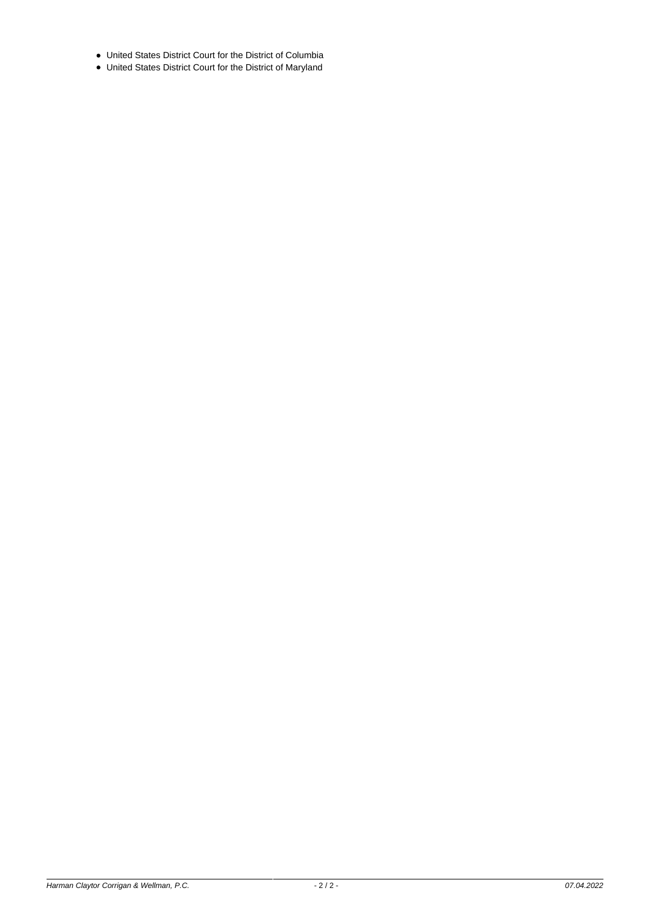- United States District Court for the District of Columbia
- United States District Court for the District of Maryland